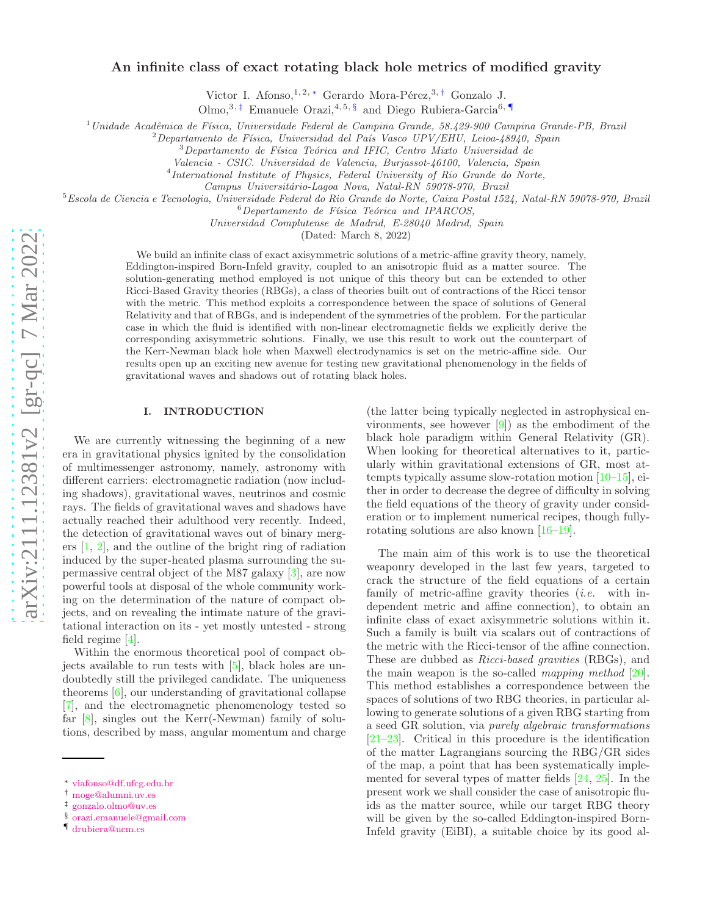# An infinite class of exact rotating black hole metrics of modified gravity

Victor I. Afonso,[1,2,*] Gerardo Mora-Pérez,[3,†] Gonzalo J. Olmo,[3,‡] Emanuele Orazi,[4,5,§] and Diego Rubiera-Garcia[6,¶]

[1] Unidade Acadêmica de Física, Universidade Federal de Campina Grande, 58.429-900 Campina Grande-PB, Brazil
[2] Departamento de Física, Universidad del País Vasco UPV/EHU, Leioa-48940, Spain
[3] Departamento de Física Teórica and IFIC, Centro Mixto Universidad de Valencia - CSIC. Universidad de Valencia, Burjassot-46100, Valencia, Spain
[4] International Institute of Physics, Federal University of Rio Grande do Norte, Campus Universitário-Lagoa Nova, Natal-RN 59078-970, Brazil
[5] Escola de Ciencia e Tecnologia, Universidade Federal do Rio Grande do Norte, Caixa Postal 1524, Natal-RN 59078-970, Brazil
[6] Departamento de Física Teórica and IPARCOS, Universidad Complutense de Madrid, E-28040 Madrid, Spain

(Dated: March 8, 2022)

We build an infinite class of exact axisymmetric solutions of a metric-affine gravity theory, namely, Eddington-inspired Born-Infeld gravity, coupled to an anisotropic fluid as a matter source. The solution-generating method employed is not unique of this theory but can be extended to other Ricci-Based Gravity theories (RBGs), a class of theories built out of contractions of the Ricci tensor with the metric. This method exploits a correspondence between the space of solutions of General Relativity and that of RBGs, and is independent of the symmetries of the problem. For the particular case in which the fluid is identified with non-linear electromagnetic fields we explicitly derive the corresponding axisymmetric solutions. Finally, we use this result to work out the counterpart of the Kerr-Newman black hole when Maxwell electrodynamics is set on the metric-affine side. Our results open up an exciting new avenue for testing new gravitational phenomenology in the fields of gravitational waves and shadows out of rotating black holes.

## I. INTRODUCTION

We are currently witnessing the beginning of a new era in gravitational physics ignited by the consolidation of multimessenger astronomy, namely, astronomy with different carriers: electromagnetic radiation (now including shadows), gravitational waves, neutrinos and cosmic rays. The fields of gravitational waves and shadows have actually reached their adulthood very recently. Indeed, the detection of gravitational waves out of binary mergers [1, 2], and the outline of the bright ring of radiation induced by the super-heated plasma surrounding the supermassive central object of the M87 galaxy [3], are now powerful tools at disposal of the whole community working on the determination of the nature of compact objects, and on revealing the intimate nature of the gravitational interaction on its - yet mostly untested - strong field regime [4].

Within the enormous theoretical pool of compact objects available to run tests with [5], black holes are undoubtedly still the privileged candidate. The uniqueness theorems [6], our understanding of gravitational collapse [7], and the electromagnetic phenomenology tested so far [8], singles out the Kerr(-Newman) family of solutions, described by mass, angular momentum and charge (the latter being typically neglected in astrophysical environments, see however [9]) as the embodiment of the black hole paradigm within General Relativity (GR). When looking for theoretical alternatives to it, particularly within gravitational extensions of GR, most attempts typically assume slow-rotation motion [10–15], either in order to decrease the degree of difficulty in solving the field equations of the theory of gravity under consideration or to implement numerical recipes, though fully-rotating solutions are also known [16–19].

The main aim of this work is to use the theoretical weaponry developed in the last few years, targeted to crack the structure of the field equations of a certain family of metric-affine gravity theories (*i.e.* with independent metric and affine connection), to obtain an infinite class of exact axisymmetric solutions within it. Such a family is built via scalars out of contractions of the metric with the Ricci-tensor of the affine connection. These are dubbed as *Ricci-based gravities* (RBGs), and the main weapon is the so-called *mapping method* [20]. This method establishes a correspondence between the spaces of solutions of two RBG theories, in particular allowing to generate solutions of a given RBG starting from a seed GR solution, via *purely algebraic transformations* [21–23]. Critical in this procedure is the identification of the matter Lagrangians sourcing the RBG/GR sides of the map, a point that has been systematically implemented for several types of matter fields [24, 25]. In the present work we shall consider the case of anisotropic fluids as the matter source, while our target RBG theory will be given by the so-called Eddington-inspired Born-Infeld gravity (EiBI), a suitable choice by its good al-

* viafonso@df.ufcg.edu.br
† moge@alumni.uv.es
‡ gonzalo.olmo@uv.es
§ orazi.emanuele@gmail.com
¶ drubiera@ucm.es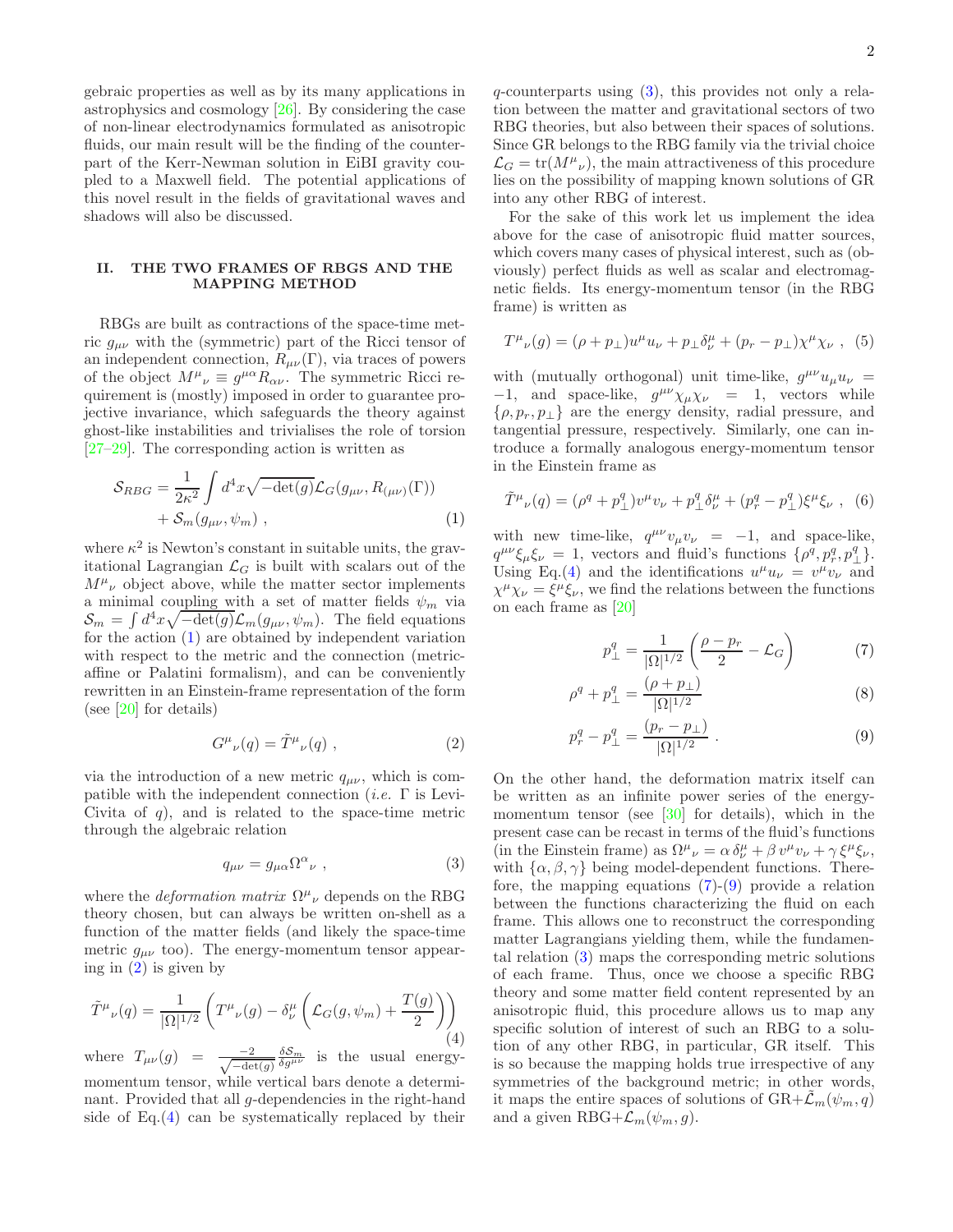gebraic properties as well as by its many applications in astrophysics and cosmology [26]. By considering the case of non-linear electrodynamics formulated as anisotropic fluids, our main result will be the finding of the counterpart of the Kerr-Newman solution in EiBI gravity coupled to a Maxwell field. The potential applications of this novel result in the fields of gravitational waves and shadows will also be discussed.

## II. THE TWO FRAMES OF RBGS AND THE MAPPING METHOD

RBGs are built as contractions of the space-time metric $g_{\mu\nu}$ with the (symmetric) part of the Ricci tensor of an independent connection, $R_{\mu\nu}(\Gamma)$, via traces of powers of the object ${M^\mu}_\nu \equiv g^{\mu\alpha}R_{\alpha\nu}$. The symmetric Ricci requirement is (mostly) imposed in order to guarantee projective invariance, which safeguards the theory against ghost-like instabilities and trivialises the role of torsion [27–29]. The corresponding action is written as

$$\mathcal{S}_{RBG} = \frac{1}{2\kappa^2}\int d^4x\sqrt{-\det(g)}\mathcal{L}_G(g_{\mu\nu}, R_{(\mu\nu)}(\Gamma)) + \mathcal{S}_m(g_{\mu\nu}, \psi_m) \ , \tag{1}$$

where $\kappa^2$ is Newton's constant in suitable units, the gravitational Lagrangian $\mathcal{L}_G$ is built with scalars out of the ${M^\mu}_\nu$ object above, while the matter sector implements a minimal coupling with a set of matter fields $\psi_m$ via $\mathcal{S}_m = \int d^4x\sqrt{-\det(g)}\mathcal{L}_m(g_{\mu\nu}, \psi_m)$. The field equations for the action (1) are obtained by independent variation with respect to the metric and the connection (metric-affine or Palatini formalism), and can be conveniently rewritten in an Einstein-frame representation of the form (see [20] for details)

$$ {G^\mu}_\nu(q) = {\tilde{T}^\mu}_{\ \nu}(q) \ , \tag{2}$$

via the introduction of a new metric $q_{\mu\nu}$, which is compatible with the independent connection (*i.e.* $\Gamma$ is Levi-Civita of $q$), and is related to the space-time metric through the algebraic relation

$$q_{\mu\nu} = g_{\mu\alpha}{\Omega^\alpha}_\nu \ , \tag{3}$$

where the *deformation matrix* ${\Omega^\mu}_\nu$ depends on the RBG theory chosen, but can always be written on-shell as a function of the matter fields (and likely the space-time metric $g_{\mu\nu}$ too). The energy-momentum tensor appearing in (2) is given by

$${\tilde{T}^\mu}_{\ \nu}(q) = \frac{1}{|\Omega|^{1/2}}\left({T^\mu}_\nu(g) - \delta^\mu_\nu\left(\mathcal{L}_G(g,\psi_m) + \frac{T(g)}{2}\right)\right) \tag{4}$$

where $T_{\mu\nu}(g) = \frac{-2}{\sqrt{-\det(g)}}\frac{\delta\mathcal{S}_m}{\delta g^{\mu\nu}}$ is the usual energy-momentum tensor, while vertical bars denote a determinant. Provided that all $g$-dependencies in the right-hand side of Eq.(4) can be systematically replaced by their $q$-counterparts using (3), this provides not only a relation between the matter and gravitational sectors of two RBG theories, but also between their spaces of solutions. Since GR belongs to the RBG family via the trivial choice $\mathcal{L}_G = \mathrm{tr}({M^\mu}_\nu)$, the main attractiveness of this procedure lies on the possibility of mapping known solutions of GR into any other RBG of interest.

For the sake of this work let us implement the idea above for the case of anisotropic fluid matter sources, which covers many cases of physical interest, such as (obviously) perfect fluids as well as scalar and electromagnetic fields. Its energy-momentum tensor (in the RBG frame) is written as

$${T^\mu}_\nu(g) = (\rho + p_\perp)u^\mu u_\nu + p_\perp\delta^\mu_\nu + (p_r - p_\perp)\chi^\mu\chi_\nu \ , \tag{5}$$

with (mutually orthogonal) unit time-like, $g^{\mu\nu}u_\mu u_\nu = -1$, and space-like, $g^{\mu\nu}\chi_\mu\chi_\nu = 1$, vectors while $\{\rho, p_r, p_\perp\}$ are the energy density, radial pressure, and tangential pressure, respectively. Similarly, one can introduce a formally analogous energy-momentum tensor in the Einstein frame as

$${\tilde{T}^\mu}_{\ \nu}(q) = (\rho^q + p^q_\perp)v^\mu v_\nu + p^q_\perp\delta^\mu_\nu + (p^q_r - p^q_\perp)\xi^\mu\xi_\nu \ , \tag{6}$$

with new time-like, $q^{\mu\nu}v_\mu v_\nu = -1$, and space-like, $q^{\mu\nu}\xi_\mu\xi_\nu = 1$, vectors and fluid's functions $\{\rho^q, p^q_r, p^q_\perp\}$. Using Eq.(4) and the identifications $u^\mu u_\nu = v^\mu v_\nu$ and $\chi^\mu\chi_\nu = \xi^\mu\xi_\nu$, we find the relations between the functions on each frame as [20]

$$p^q_\perp = \frac{1}{|\Omega|^{1/2}}\left(\frac{\rho - p_r}{2} - \mathcal{L}_G\right) \tag{7}$$

$$\rho^q + p^q_\perp = \frac{(\rho + p_\perp)}{|\Omega|^{1/2}} \tag{8}$$

$$p^q_r - p^q_\perp = \frac{(p_r - p_\perp)}{|\Omega|^{1/2}} \ . \tag{9}$$

On the other hand, the deformation matrix itself can be written as an infinite power series of the energy-momentum tensor (see [30] for details), which in the present case can be recast in terms of the fluid's functions (in the Einstein frame) as ${\Omega^\mu}_\nu = \alpha\,\delta^\mu_\nu + \beta\,v^\mu v_\nu + \gamma\,\xi^\mu\xi_\nu$, with $\{\alpha, \beta, \gamma\}$ being model-dependent functions. Therefore, the mapping equations (7)-(9) provide a relation between the functions characterizing the fluid on each frame. This allows one to reconstruct the corresponding matter Lagrangians yielding them, while the fundamental relation (3) maps the corresponding metric solutions of each frame. Thus, once we choose a specific RBG theory and some matter field content represented by an anisotropic fluid, this procedure allows us to map any specific solution of interest of such an RBG to a solution of any other RBG, in particular, GR itself. This is so because the mapping holds true irrespective of any symmetries of the background metric; in other words, it maps the entire spaces of solutions of GR+$\tilde{\mathcal{L}}_m(\psi_m, q)$ and a given RBG+$\mathcal{L}_m(\psi_m, g)$.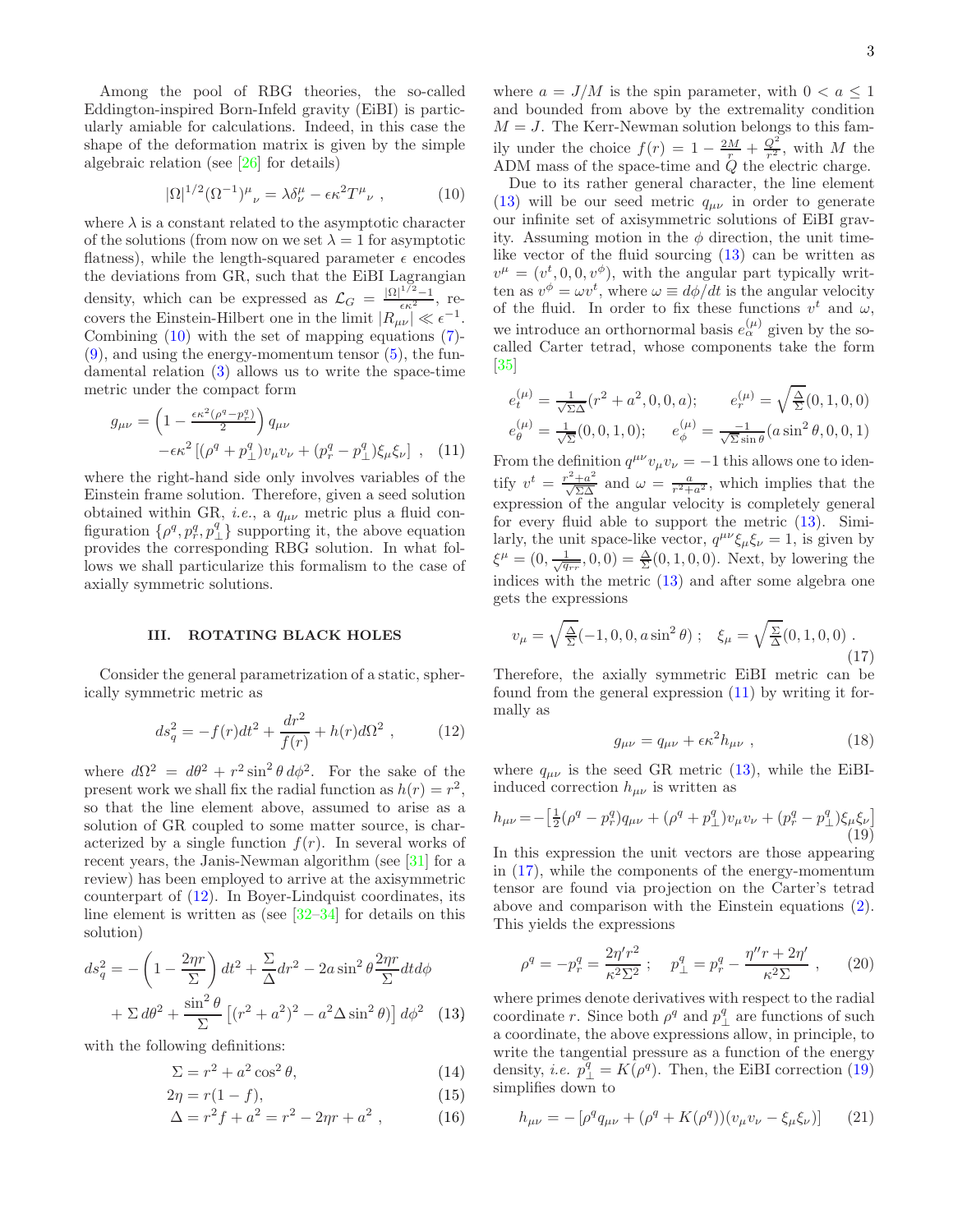Among the pool of RBG theories, the so-called Eddington-inspired Born-Infeld gravity (EiBI) is particularly amiable for calculations. Indeed, in this case the shape of the deformation matrix is given by the simple algebraic relation (see [26] for details)

$$|\Omega|^{1/2}(\Omega^{-1})^{\mu}{}_{\nu} = \lambda\delta^{\mu}_{\nu} - \epsilon\kappa^2 T^{\mu}{}_{\nu} \ , \tag{10}$$

where $\lambda$ is a constant related to the asymptotic character of the solutions (from now on we set $\lambda = 1$ for asymptotic flatness), while the length-squared parameter $\epsilon$ encodes the deviations from GR, such that the EiBI Lagrangian density, which can be expressed as $\mathcal{L}_G = \frac{|\Omega|^{1/2}-1}{\epsilon\kappa^2}$, recovers the Einstein-Hilbert one in the limit $|R_{\mu\nu}| \ll \epsilon^{-1}$. Combining (10) with the set of mapping equations (7)-(9), and using the energy-momentum tensor (5), the fundamental relation (3) allows us to write the space-time metric under the compact form

$$g_{\mu\nu} = \left(1 - \tfrac{\epsilon\kappa^2(\rho^q - p_r^q)}{2}\right) q_{\mu\nu} \\ -\epsilon\kappa^2 \left[(\rho^q + p_\perp^q)v_\mu v_\nu + (p_r^q - p_\perp^q)\xi_\mu\xi_\nu\right] \ , \tag{11}$$

where the right-hand side only involves variables of the Einstein frame solution. Therefore, given a seed solution obtained within GR, *i.e.*, a $q_{\mu\nu}$ metric plus a fluid configuration $\{\rho^q, p_r^q, p_\perp^q\}$ supporting it, the above equation provides the corresponding RBG solution. In what follows we shall particularize this formalism to the case of axially symmetric solutions.

## III. ROTATING BLACK HOLES

Consider the general parametrization of a static, spherically symmetric metric as

$$ds_q^2 = -f(r)dt^2 + \frac{dr^2}{f(r)} + h(r)d\Omega^2 \ , \tag{12}$$

where $d\Omega^2 = d\theta^2 + r^2\sin^2\theta\, d\phi^2$. For the sake of the present work we shall fix the radial function as $h(r) = r^2$, so that the line element above, assumed to arise as a solution of GR coupled to some matter source, is characterized by a single function $f(r)$. In several works of recent years, the Janis-Newman algorithm (see [31] for a review) has been employed to arrive at the axisymmetric counterpart of (12). In Boyer-Lindquist coordinates, its line element is written as (see [32–34] for details on this solution)

$$ds_q^2 = -\left(1 - \frac{2\eta r}{\Sigma}\right)dt^2 + \frac{\Sigma}{\Delta}dr^2 - 2a\sin^2\theta\frac{2\eta r}{\Sigma}dtd\phi \\ + \Sigma\, d\theta^2 + \frac{\sin^2\theta}{\Sigma}\left[(r^2+a^2)^2 - a^2\Delta\sin^2\theta\right]d\phi^2 \tag{13}$$

with the following definitions:

$$\Sigma = r^2 + a^2\cos^2\theta, \tag{14}$$

$$2\eta = r(1-f), \tag{15}$$

$$\Delta = r^2 f + a^2 = r^2 - 2\eta r + a^2 \ , \tag{16}$$

where $a = J/M$ is the spin parameter, with $0 < a \leq 1$ and bounded from above by the extremality condition $M = J$. The Kerr-Newman solution belongs to this family under the choice $f(r) = 1 - \frac{2M}{r} + \frac{Q^2}{r^2}$, with $M$ the ADM mass of the space-time and $Q$ the electric charge.

Due to its rather general character, the line element (13) will be our seed metric $q_{\mu\nu}$ in order to generate our infinite set of axisymmetric solutions of EiBI gravity. Assuming motion in the $\phi$ direction, the unit timelike vector of the fluid sourcing (13) can be written as $v^\mu = (v^t, 0, 0, v^\phi)$, with the angular part typically written as $v^\phi = \omega v^t$, where $\omega \equiv d\phi/dt$ is the angular velocity of the fluid. In order to fix these functions $v^t$ and $\omega$, we introduce an orthornormal basis $e_\alpha^{(\mu)}$ given by the so-called Carter tetrad, whose components take the form [35]

$$e_t^{(\mu)} = \tfrac{1}{\sqrt{\Sigma\Delta}}(r^2+a^2, 0, 0, a); \qquad e_r^{(\mu)} = \sqrt{\tfrac{\Delta}{\Sigma}}(0,1,0,0)$$
$$e_\theta^{(\mu)} = \tfrac{1}{\sqrt{\Sigma}}(0,0,1,0); \qquad e_\phi^{(\mu)} = \tfrac{-1}{\sqrt{\Sigma}\sin\theta}(a\sin^2\theta, 0, 0, 1)$$

From the definition $q^{\mu\nu}v_\mu v_\nu = -1$ this allows one to identify $v^t = \frac{r^2+a^2}{\sqrt{\Sigma\Delta}}$ and $\omega = \frac{a}{r^2+a^2}$, which implies that the expression of the angular velocity is completely general for every fluid able to support the metric (13). Similarly, the unit space-like vector, $q^{\mu\nu}\xi_\mu\xi_\nu = 1$, is given by $\xi^\mu = (0, \frac{1}{\sqrt{q_{rr}}}, 0, 0) = \frac{\Delta}{\Sigma}(0,1,0,0)$. Next, by lowering the indices with the metric (13) and after some algebra one gets the expressions

$$v_\mu = \sqrt{\tfrac{\Delta}{\Sigma}}(-1, 0, 0, a\sin^2\theta) \ ; \quad \xi_\mu = \sqrt{\tfrac{\Sigma}{\Delta}}(0,1,0,0) \ . \tag{17}$$

Therefore, the axially symmetric EiBI metric can be found from the general expression (11) by writing it formally as

$$g_{\mu\nu} = q_{\mu\nu} + \epsilon\kappa^2 h_{\mu\nu} \ , \tag{18}$$

where $q_{\mu\nu}$ is the seed GR metric (13), while the EiBI-induced correction $h_{\mu\nu}$ is written as

$$h_{\mu\nu} = -\left[\tfrac{1}{2}(\rho^q - p_r^q)q_{\mu\nu} + (\rho^q + p_\perp^q)v_\mu v_\nu + (p_r^q - p_\perp^q)\xi_\mu\xi_\nu\right] \tag{19}$$

In this expression the unit vectors are those appearing in (17), while the components of the energy-momentum tensor are found via projection on the Carter's tetrad above and comparison with the Einstein equations (2). This yields the expressions

$$\rho^q = -p_r^q = \frac{2\eta' r^2}{\kappa^2\Sigma^2} \ ; \quad p_\perp^q = p_r^q - \frac{\eta'' r + 2\eta'}{\kappa^2\Sigma} \ , \tag{20}$$

where primes denote derivatives with respect to the radial coordinate $r$. Since both $\rho^q$ and $p_\perp^q$ are functions of such a coordinate, the above expressions allow, in principle, to write the tangential pressure as a function of the energy density, *i.e.* $p_\perp^q = K(\rho^q)$. Then, the EiBI correction (19) simplifies down to

$$h_{\mu\nu} = -\left[\rho^q q_{\mu\nu} + (\rho^q + K(\rho^q))(v_\mu v_\nu - \xi_\mu\xi_\nu)\right] \tag{21}$$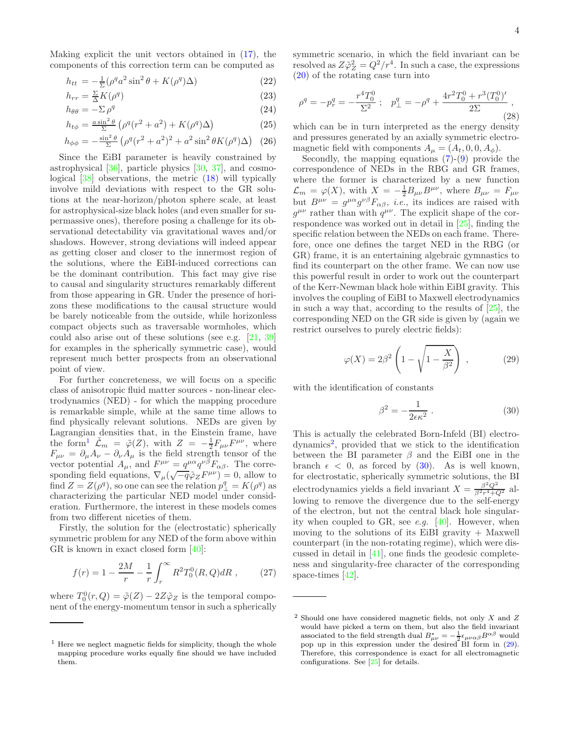Making explicit the unit vectors obtained in (17), the components of this correction term can be computed as

$$h_{tt} = -\frac{1}{\Sigma}(\rho^q a^2 \sin^2\theta + K(\rho^q)\Delta) \tag{22}$$

$$h_{rr} = \frac{\Sigma}{\Delta} K(\rho^q) \tag{23}$$

$$h_{\theta\theta} = -\Sigma\, \rho^q \tag{24}$$

$$h_{t\phi} = \frac{a\sin^2\theta}{\Sigma}\left(\rho^q(r^2+a^2) + K(\rho^q)\Delta\right) \tag{25}$$

$$h_{\phi\phi} = -\frac{\sin^2\theta}{\Sigma}\left(\rho^q(r^2+a^2)^2 + a^2\sin^2\theta K(\rho^q)\Delta\right) \tag{26}$$

Since the EiBI parameter is heavily constrained by astrophysical [36], particle physics [30, 37], and cosmological [38] observations, the metric (18) will typically involve mild deviations with respect to the GR solutions at the near-horizon/photon sphere scale, at least for astrophysical-size black holes (and even smaller for supermassive ones), therefore posing a challenge for its observational detectability via gravitational waves and/or shadows. However, strong deviations will indeed appear as getting closer and closer to the innermost region of the solutions, where the EiBI-induced corrections can be the dominant contribution. This fact may give rise to causal and singularity structures remarkably different from those appearing in GR. Under the presence of horizons these modifications to the causal structure would be barely noticeable from the outside, while horizonless compact objects such as traversable wormholes, which could also arise out of these solutions (see e.g. [21, 39] for examples in the spherically symmetric case), would represent much better prospects from an observational point of view.

For further concreteness, we will focus on a specific class of anisotropic fluid matter sources - non-linear electrodynamics (NED) - for which the mapping procedure is remarkable simple, while at the same time allows to find physically relevant solutions. NEDs are given by Lagrangian densities that, in the Einstein frame, have the form[1] $\tilde{\mathcal{L}}_m = \tilde{\varphi}(Z)$, with $Z = -\frac{1}{2}F_{\mu\nu}F^{\mu\nu}$, where $F_{\mu\nu} = \partial_\mu A_\nu - \partial_\nu A_\mu$ is the field strength tensor of the vector potential $A_\mu$, and $F^{\mu\nu} = q^{\mu\alpha}q^{\nu\beta}F_{\alpha\beta}$. The corresponding field equations, $\nabla_\mu(\sqrt{-q}\tilde{\varphi}_Z F^{\mu\nu}) = 0$, allow to find $Z = Z(\rho^q)$, so one can see the relation $p_\perp^q = K(\rho^q)$ as characterizing the particular NED model under consideration. Furthermore, the interest in these models comes from two different niceties of them.

Firstly, the solution for the (electrostatic) spherically symmetric problem for any NED of the form above within GR is known in exact closed form [40]:

$$f(r) = 1 - \frac{2M}{r} - \frac{1}{r}\int_r^\infty R^2 T_0^0(R,Q)dR\ , \tag{27}$$

where $T_0^0(r,Q) = \tilde{\varphi}(Z) - 2Z\tilde{\varphi}_Z$ is the temporal component of the energy-momentum tensor in such a spherically symmetric scenario, in which the field invariant can be resolved as $Z\tilde{\varphi}_Z^2 = Q^2/r^4$. In such a case, the expressions (20) of the rotating case turn into

$$\rho^q = -p_r^q = -\frac{r^4 T_0^0}{\Sigma^2}\ ; \quad p_\perp^q = -\rho^q + \frac{4r^2 T_0^0 + r^3 (T_0^0)'}{2\Sigma}\ , \tag{28}$$

which can be in turn interpreted as the energy density and pressures generated by an axially symmetric electromagnetic field with components $A_\mu = (A_t, 0, 0, A_\phi)$.

Secondly, the mapping equations (7)-(9) provide the correspondence of NEDs in the RBG and GR frames, where the former is characterized by a new function $\mathcal{L}_m = \varphi(X)$, with $X = -\frac{1}{2}B_{\mu\nu}B^{\mu\nu}$, where $B_{\mu\nu} = F_{\mu\nu}$ but $B^{\mu\nu} = g^{\mu\alpha}g^{\nu\beta}F_{\alpha\beta}$, *i.e.*, its indices are raised with $g^{\mu\nu}$ rather than with $q^{\mu\nu}$. The explicit shape of the correspondence was worked out in detail in [25], finding the specific relation between the NEDs on each frame. Therefore, once one defines the target NED in the RBG (or GR) frame, it is an entertaining algebraic gymnastics to find its counterpart on the other frame. We can now use this powerful result in order to work out the counterpart of the Kerr-Newman black hole within EiBI gravity. This involves the coupling of EiBI to Maxwell electrodynamics in such a way that, according to the results of [25], the corresponding NED on the GR side is given by (again we restrict ourselves to purely electric fields):

$$\varphi(X) = 2\beta^2\left(1 - \sqrt{1 - \frac{X}{\beta^2}}\right)\ , \tag{29}$$

with the identification of constants

$$\beta^2 = -\frac{1}{2\epsilon\kappa^2}\ . \tag{30}$$

This is actually the celebrated Born-Infeld (BI) electrodynamics[2], provided that we stick to the identification between the BI parameter $\beta$ and the EiBI one in the branch $\epsilon < 0$, as forced by (30). As is well known, for electrostatic, spherically symmetric solutions, the BI electrodynamics yields a field invariant $X = \frac{\beta^2 Q^2}{\beta^2 r^4 + Q^2}$ allowing to remove the divergence due to the self-energy of the electron, but not the central black hole singularity when coupled to GR, see *e.g.* [40]. However, when moving to the solutions of its EiBI gravity + Maxwell counterpart (in the non-rotating regime), which were discussed in detail in [41], one finds the geodesic completeness and singularity-free character of the corresponding space-times [42].

---

[1] Here we neglect magnetic fields for simplicity, though the whole mapping procedure works equally fine should we have included them.

[2] Should one have considered magnetic fields, not only $X$ and $Z$ would have picked a term on them, but also the field invariant associated to the field strength dual $B^*_{\mu\nu} = -\frac{1}{2}\epsilon_{\mu\nu\alpha\beta}B^{\alpha\beta}$ would pop up in this expression under the desired BI form in (29). Therefore, this correspondence is exact for all electromagnetic configurations. See [25] for details.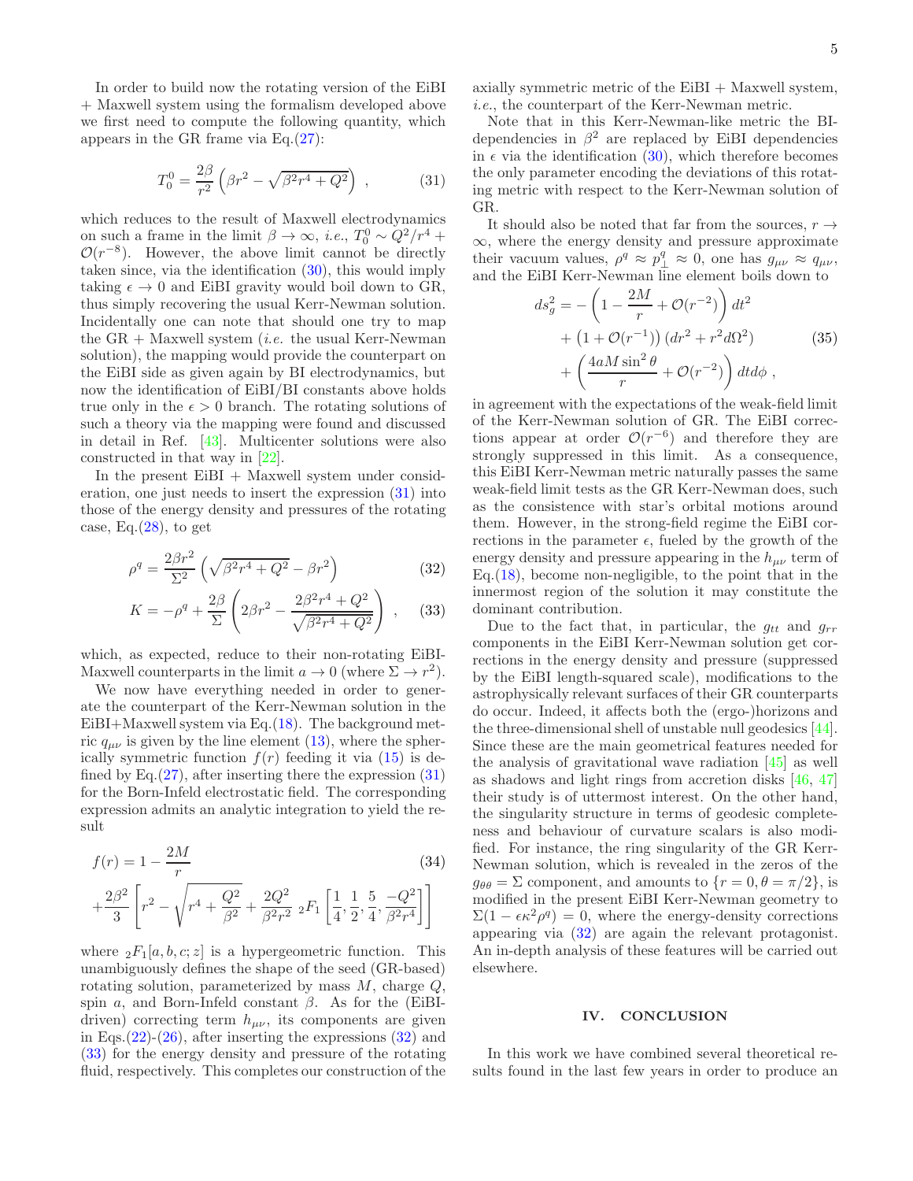In order to build now the rotating version of the EiBI + Maxwell system using the formalism developed above we first need to compute the following quantity, which appears in the GR frame via Eq.(27):

$$T_0^0 = \frac{2\beta}{r^2}\left(\beta r^2 - \sqrt{\beta^2 r^4 + Q^2}\right) , \tag{31}$$

which reduces to the result of Maxwell electrodynamics on such a frame in the limit $\beta \to \infty$, *i.e.*, $T_0^0 \sim Q^2/r^4 + \mathcal{O}(r^{-8})$. However, the above limit cannot be directly taken since, via the identification (30), this would imply taking $\epsilon \to 0$ and EiBI gravity would boil down to GR, thus simply recovering the usual Kerr-Newman solution. Incidentally one can note that should one try to map the GR + Maxwell system (*i.e.* the usual Kerr-Newman solution), the mapping would provide the counterpart on the EiBI side as given again by BI electrodynamics, but now the identification of EiBI/BI constants above holds true only in the $\epsilon > 0$ branch. The rotating solutions of such a theory via the mapping were found and discussed in detail in Ref. [43]. Multicenter solutions were also constructed in that way in [22].

In the present EiBI + Maxwell system under consideration, one just needs to insert the expression (31) into those of the energy density and pressures of the rotating case, Eq.(28), to get

$$\rho^q = \frac{2\beta r^2}{\Sigma^2}\left(\sqrt{\beta^2 r^4 + Q^2} - \beta r^2\right) \tag{32}$$

$$K = -\rho^q + \frac{2\beta}{\Sigma}\left(2\beta r^2 - \frac{2\beta^2 r^4 + Q^2}{\sqrt{\beta^2 r^4 + Q^2}}\right) , \tag{33}$$

which, as expected, reduce to their non-rotating EiBI-Maxwell counterparts in the limit $a \to 0$ (where $\Sigma \to r^2$).

We now have everything needed in order to generate the counterpart of the Kerr-Newman solution in the EiBI+Maxwell system via Eq.(18). The background metric $q_{\mu\nu}$ is given by the line element (13), where the spherically symmetric function $f(r)$ feeding it via (15) is defined by Eq.(27), after inserting there the expression (31) for the Born-Infeld electrostatic field. The corresponding expression admits an analytic integration to yield the result

$$\begin{aligned} f(r) &= 1 - \frac{2M}{r} \\ &+ \frac{2\beta^2}{3}\left[r^2 - \sqrt{r^4 + \frac{Q^2}{\beta^2}} + \frac{2Q^2}{\beta^2 r^2}\ {}_2F_1\left[\frac{1}{4}, \frac{1}{2}, \frac{5}{4}, \frac{-Q^2}{\beta^2 r^4}\right]\right] \end{aligned} \tag{34}$$

where ${}_2F_1[a, b, c; z]$ is a hypergeometric function. This unambiguously defines the shape of the seed (GR-based) rotating solution, parameterized by mass $M$, charge $Q$, spin $a$, and Born-Infeld constant $\beta$. As for the (EiBI-driven) correcting term $h_{\mu\nu}$, its components are given in Eqs.(22)-(26), after inserting the expressions (32) and (33) for the energy density and pressure of the rotating fluid, respectively. This completes our construction of the axially symmetric metric of the EiBI + Maxwell system, *i.e.*, the counterpart of the Kerr-Newman metric.

Note that in this Kerr-Newman-like metric the BI-dependencies in $\beta^2$ are replaced by EiBI dependencies in $\epsilon$ via the identification (30), which therefore becomes the only parameter encoding the deviations of this rotating metric with respect to the Kerr-Newman solution of GR.

It should also be noted that far from the sources, $r \to \infty$, where the energy density and pressure approximate their vacuum values, $\rho^q \approx p_\perp^q \approx 0$, one has $g_{\mu\nu} \approx q_{\mu\nu}$, and the EiBI Kerr-Newman line element boils down to

$$\begin{aligned} ds_g^2 = &-\left(1 - \frac{2M}{r} + \mathcal{O}(r^{-2})\right)dt^2 \\ &+ \left(1 + \mathcal{O}(r^{-1})\right)(dr^2 + r^2 d\Omega^2) \\ &+ \left(\frac{4aM\sin^2\theta}{r} + \mathcal{O}(r^{-2})\right)dtd\phi , \end{aligned} \tag{35}$$

in agreement with the expectations of the weak-field limit of the Kerr-Newman solution of GR. The EiBI corrections appear at order $\mathcal{O}(r^{-6})$ and therefore they are strongly suppressed in this limit. As a consequence, this EiBI Kerr-Newman metric naturally passes the same weak-field limit tests as the GR Kerr-Newman does, such as the consistence with star's orbital motions around them. However, in the strong-field regime the EiBI corrections in the parameter $\epsilon$, fueled by the growth of the energy density and pressure appearing in the $h_{\mu\nu}$ term of Eq.(18), become non-negligible, to the point that in the innermost region of the solution it may constitute the dominant contribution.

Due to the fact that, in particular, the $g_{tt}$ and $g_{rr}$ components in the EiBI Kerr-Newman solution get corrections in the energy density and pressure (suppressed by the EiBI length-squared scale), modifications to the astrophysically relevant surfaces of their GR counterparts do occur. Indeed, it affects both the (ergo-)horizons and the three-dimensional shell of unstable null geodesics [44]. Since these are the main geometrical features needed for the analysis of gravitational wave radiation [45] as well as shadows and light rings from accretion disks [46, 47] their study is of uttermost interest. On the other hand, the singularity structure in terms of geodesic completeness and behaviour of curvature scalars is also modified. For instance, the ring singularity of the GR Kerr-Newman solution, which is revealed in the zeros of the $g_{\theta\theta} = \Sigma$ component, and amounts to $\{r = 0, \theta = \pi/2\}$, is modified in the present EiBI Kerr-Newman geometry to $\Sigma(1 - \epsilon\kappa^2\rho^q) = 0$, where the energy-density corrections appearing via (32) are again the relevant protagonist. An in-depth analysis of these features will be carried out elsewhere.

## IV. CONCLUSION

In this work we have combined several theoretical results found in the last few years in order to produce an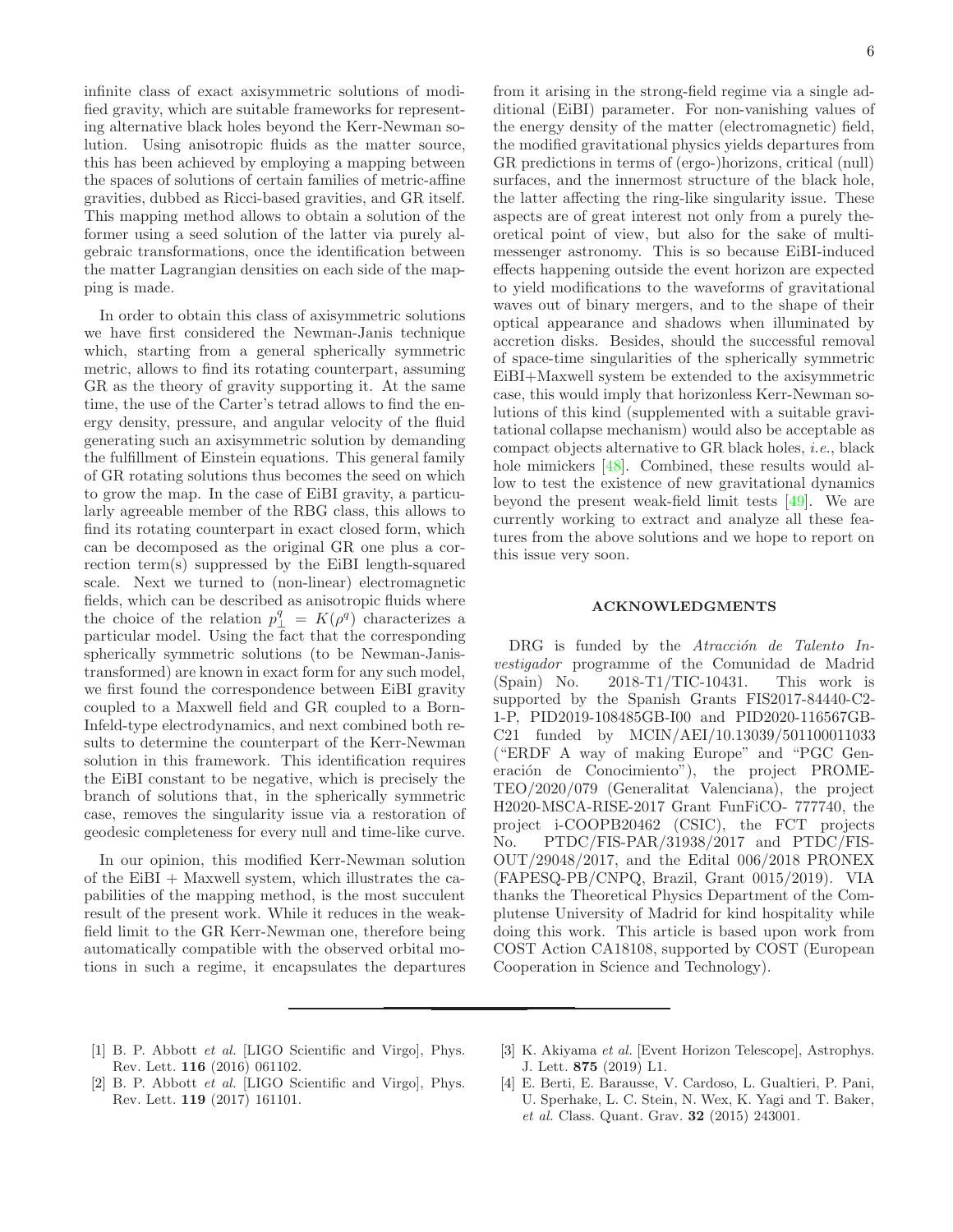infinite class of exact axisymmetric solutions of modified gravity, which are suitable frameworks for representing alternative black holes beyond the Kerr-Newman solution. Using anisotropic fluids as the matter source, this has been achieved by employing a mapping between the spaces of solutions of certain families of metric-affine gravities, dubbed as Ricci-based gravities, and GR itself. This mapping method allows to obtain a solution of the former using a seed solution of the latter via purely algebraic transformations, once the identification between the matter Lagrangian densities on each side of the mapping is made.

In order to obtain this class of axisymmetric solutions we have first considered the Newman-Janis technique which, starting from a general spherically symmetric metric, allows to find its rotating counterpart, assuming GR as the theory of gravity supporting it. At the same time, the use of the Carter's tetrad allows to find the energy density, pressure, and angular velocity of the fluid generating such an axisymmetric solution by demanding the fulfillment of Einstein equations. This general family of GR rotating solutions thus becomes the seed on which to grow the map. In the case of EiBI gravity, a particularly agreeable member of the RBG class, this allows to find its rotating counterpart in exact closed form, which can be decomposed as the original GR one plus a correction term(s) suppressed by the EiBI length-squared scale. Next we turned to (non-linear) electromagnetic fields, which can be described as anisotropic fluids where the choice of the relation $p_{\perp}^{q} = K(\rho^{q})$ characterizes a particular model. Using the fact that the corresponding spherically symmetric solutions (to be Newman-Janis-transformed) are known in exact form for any such model, we first found the correspondence between EiBI gravity coupled to a Maxwell field and GR coupled to a Born-Infeld-type electrodynamics, and next combined both results to determine the counterpart of the Kerr-Newman solution in this framework. This identification requires the EiBI constant to be negative, which is precisely the branch of solutions that, in the spherically symmetric case, removes the singularity issue via a restoration of geodesic completeness for every null and time-like curve.

In our opinion, this modified Kerr-Newman solution of the EiBI + Maxwell system, which illustrates the capabilities of the mapping method, is the most succulent result of the present work. While it reduces in the weak-field limit to the GR Kerr-Newman one, therefore being automatically compatible with the observed orbital motions in such a regime, it encapsulates the departures from it arising in the strong-field regime via a single additional (EiBI) parameter. For non-vanishing values of the energy density of the matter (electromagnetic) field, the modified gravitational physics yields departures from GR predictions in terms of (ergo-)horizons, critical (null) surfaces, and the innermost structure of the black hole, the latter affecting the ring-like singularity issue. These aspects are of great interest not only from a purely theoretical point of view, but also for the sake of multi-messenger astronomy. This is so because EiBI-induced effects happening outside the event horizon are expected to yield modifications to the waveforms of gravitational waves out of binary mergers, and to the shape of their optical appearance and shadows when illuminated by accretion disks. Besides, should the successful removal of space-time singularities of the spherically symmetric EiBI+Maxwell system be extended to the axisymmetric case, this would imply that horizonless Kerr-Newman solutions of this kind (supplemented with a suitable gravitational collapse mechanism) would also be acceptable as compact objects alternative to GR black holes, *i.e.*, black hole mimickers [48]. Combined, these results would allow to test the existence of new gravitational dynamics beyond the present weak-field limit tests [49]. We are currently working to extract and analyze all these features from the above solutions and we hope to report on this issue very soon.

## ACKNOWLEDGMENTS

DRG is funded by the *Atracción de Talento Investigador* programme of the Comunidad de Madrid (Spain) No. 2018-T1/TIC-10431. This work is supported by the Spanish Grants FIS2017-84440-C2-1-P, PID2019-108485GB-I00 and PID2020-116567GB-C21 funded by MCIN/AEI/10.13039/501100011033 ("ERDF A way of making Europe" and "PGC Generación de Conocimiento"), the project PROMETEO/2020/079 (Generalitat Valenciana), the project H2020-MSCA-RISE-2017 Grant FunFiCO- 777740, the project i-COOPB20462 (CSIC), the FCT projects No. PTDC/FIS-PAR/31938/2017 and PTDC/FIS-OUT/29048/2017, and the Edital 006/2018 PRONEX (FAPESQ-PB/CNPQ, Brazil, Grant 0015/2019). VIA thanks the Theoretical Physics Department of the Complutense University of Madrid for kind hospitality while doing this work. This article is based upon work from COST Action CA18108, supported by COST (European Cooperation in Science and Technology).

---

[1] B. P. Abbott *et al.* [LIGO Scientific and Virgo], Phys. Rev. Lett. **116** (2016) 061102.

[2] B. P. Abbott *et al.* [LIGO Scientific and Virgo], Phys. Rev. Lett. **119** (2017) 161101.

[3] K. Akiyama *et al.* [Event Horizon Telescope], Astrophys. J. Lett. **875** (2019) L1.

[4] E. Berti, E. Barausse, V. Cardoso, L. Gualtieri, P. Pani, U. Sperhake, L. C. Stein, N. Wex, K. Yagi and T. Baker, *et al.* Class. Quant. Grav. **32** (2015) 243001.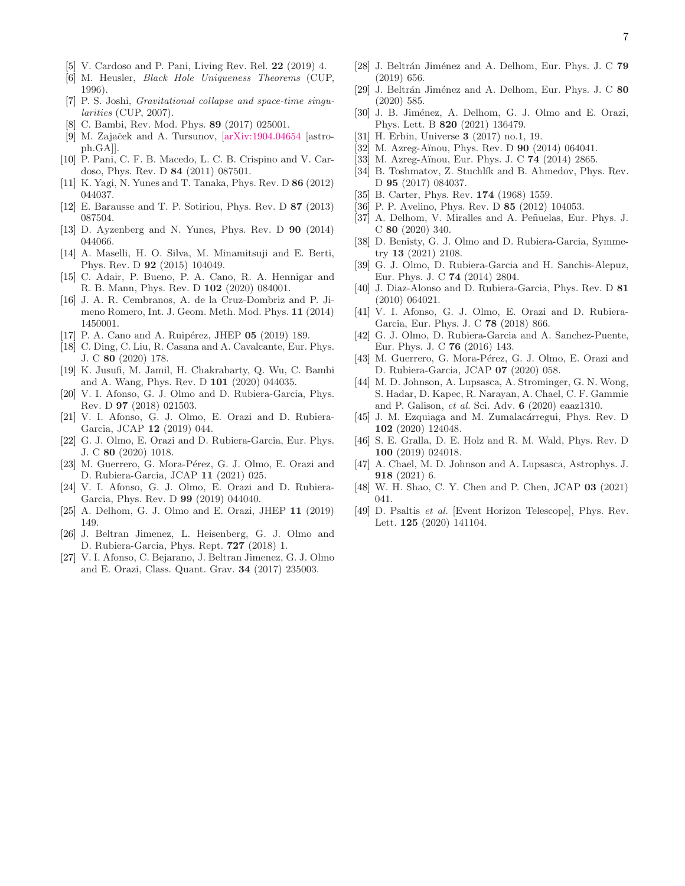[5] V. Cardoso and P. Pani, Living Rev. Rel. **22** (2019) 4.

[6] M. Heusler, *Black Hole Uniqueness Theorems* (CUP, 1996).

[7] P. S. Joshi, *Gravitational collapse and space-time singularities* (CUP, 2007).

[8] C. Bambi, Rev. Mod. Phys. **89** (2017) 025001.

[9] M. Zajaček and A. Tursunov, [arXiv:1904.04654 [astro-ph.GA]].

[10] P. Pani, C. F. B. Macedo, L. C. B. Crispino and V. Cardoso, Phys. Rev. D **84** (2011) 087501.

[11] K. Yagi, N. Yunes and T. Tanaka, Phys. Rev. D **86** (2012) 044037.

[12] E. Barausse and T. P. Sotiriou, Phys. Rev. D **87** (2013) 087504.

[13] D. Ayzenberg and N. Yunes, Phys. Rev. D **90** (2014) 044066.

[14] A. Maselli, H. O. Silva, M. Minamitsuji and E. Berti, Phys. Rev. D **92** (2015) 104049.

[15] C. Adair, P. Bueno, P. A. Cano, R. A. Hennigar and R. B. Mann, Phys. Rev. D **102** (2020) 084001.

[16] J. A. R. Cembranos, A. de la Cruz-Dombriz and P. Jimeno Romero, Int. J. Geom. Meth. Mod. Phys. **11** (2014) 1450001.

[17] P. A. Cano and A. Ruipérez, JHEP **05** (2019) 189.

[18] C. Ding, C. Liu, R. Casana and A. Cavalcante, Eur. Phys. J. C **80** (2020) 178.

[19] K. Jusufi, M. Jamil, H. Chakrabarty, Q. Wu, C. Bambi and A. Wang, Phys. Rev. D **101** (2020) 044035.

[20] V. I. Afonso, G. J. Olmo and D. Rubiera-Garcia, Phys. Rev. D **97** (2018) 021503.

[21] V. I. Afonso, G. J. Olmo, E. Orazi and D. Rubiera-Garcia, JCAP **12** (2019) 044.

[22] G. J. Olmo, E. Orazi and D. Rubiera-Garcia, Eur. Phys. J. C **80** (2020) 1018.

[23] M. Guerrero, G. Mora-Pérez, G. J. Olmo, E. Orazi and D. Rubiera-Garcia, JCAP **11** (2021) 025.

[24] V. I. Afonso, G. J. Olmo, E. Orazi and D. Rubiera-Garcia, Phys. Rev. D **99** (2019) 044040.

[25] A. Delhom, G. J. Olmo and E. Orazi, JHEP **11** (2019) 149.

[26] J. Beltran Jimenez, L. Heisenberg, G. J. Olmo and D. Rubiera-Garcia, Phys. Rept. **727** (2018) 1.

[27] V. I. Afonso, C. Bejarano, J. Beltran Jimenez, G. J. Olmo and E. Orazi, Class. Quant. Grav. **34** (2017) 235003.

[28] J. Beltrán Jiménez and A. Delhom, Eur. Phys. J. C **79** (2019) 656.

[29] J. Beltrán Jiménez and A. Delhom, Eur. Phys. J. C **80** (2020) 585.

[30] J. B. Jiménez, A. Delhom, G. J. Olmo and E. Orazi, Phys. Lett. B **820** (2021) 136479.

[31] H. Erbin, Universe **3** (2017) no.1, 19.

[32] M. Azreg-Aïnou, Phys. Rev. D **90** (2014) 064041.

[33] M. Azreg-Aïnou, Eur. Phys. J. C **74** (2014) 2865.

[34] B. Toshmatov, Z. Stuchlík and B. Ahmedov, Phys. Rev. D **95** (2017) 084037.

[35] B. Carter, Phys. Rev. **174** (1968) 1559.

[36] P. P. Avelino, Phys. Rev. D **85** (2012) 104053.

[37] A. Delhom, V. Miralles and A. Peñuelas, Eur. Phys. J. C **80** (2020) 340.

[38] D. Benisty, G. J. Olmo and D. Rubiera-Garcia, Symmetry **13** (2021) 2108.

[39] G. J. Olmo, D. Rubiera-Garcia and H. Sanchis-Alepuz, Eur. Phys. J. C **74** (2014) 2804.

[40] J. Diaz-Alonso and D. Rubiera-Garcia, Phys. Rev. D **81** (2010) 064021.

[41] V. I. Afonso, G. J. Olmo, E. Orazi and D. Rubiera-Garcia, Eur. Phys. J. C **78** (2018) 866.

[42] G. J. Olmo, D. Rubiera-Garcia and A. Sanchez-Puente, Eur. Phys. J. C **76** (2016) 143.

[43] M. Guerrero, G. Mora-Pérez, G. J. Olmo, E. Orazi and D. Rubiera-Garcia, JCAP **07** (2020) 058.

[44] M. D. Johnson, A. Lupsasca, A. Strominger, G. N. Wong, S. Hadar, D. Kapec, R. Narayan, A. Chael, C. F. Gammie and P. Galison, *et al.* Sci. Adv. **6** (2020) eaaz1310.

[45] J. M. Ezquiaga and M. Zumalacárregui, Phys. Rev. D **102** (2020) 124048.

[46] S. E. Gralla, D. E. Holz and R. M. Wald, Phys. Rev. D **100** (2019) 024018.

[47] A. Chael, M. D. Johnson and A. Lupsasca, Astrophys. J. **918** (2021) 6.

[48] W. H. Shao, C. Y. Chen and P. Chen, JCAP **03** (2021) 041.

[49] D. Psaltis *et al.* [Event Horizon Telescope], Phys. Rev. Lett. **125** (2020) 141104.